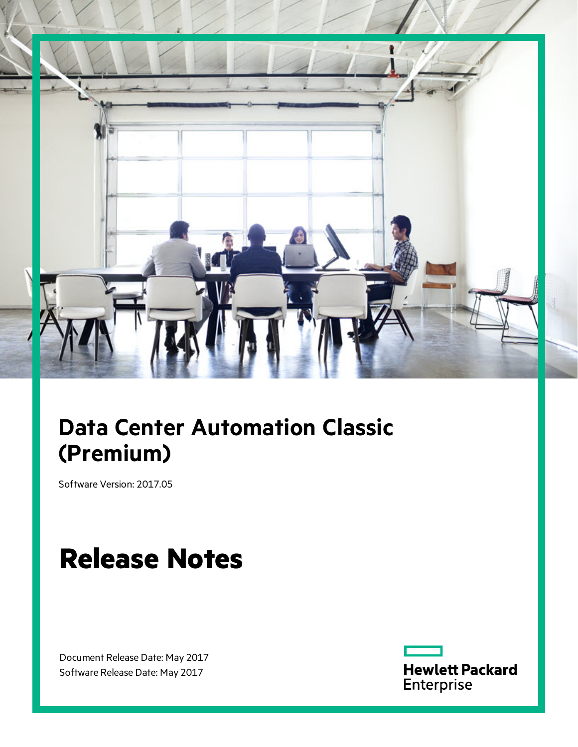# Data Center Automation Classic (Premium)

Software Version: 2017.05

# Release Notes

Document Release Date: May 2017
Software Release Date: May 2017

Hewlett Packard Enterprise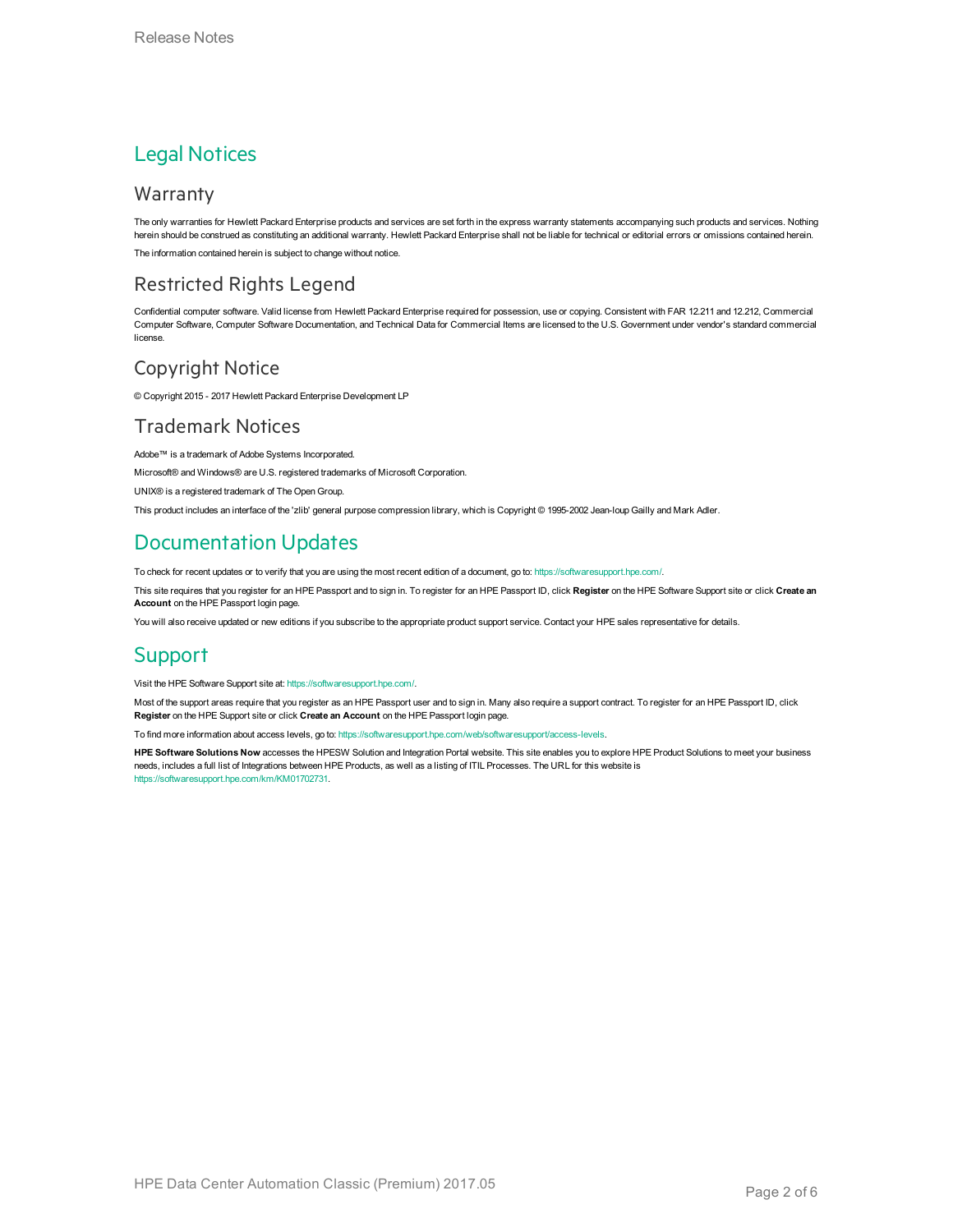# Legal Notices

## Warranty

The only warranties for Hewlett Packard Enterprise products and services are set forth in the express warranty statements accompanying such products and services. Nothing herein should be construed as constituting an additional warranty. Hewlett Packard Enterprise shall not be liable for technical or editorial errors or omissions contained herein.

The information contained herein is subject to change without notice.

## Restricted Rights Legend

Confidential computer software. Valid license from Hewlett Packard Enterprise required for possession, use or copying. Consistent with FAR 12.211 and 12.212, Commercial Computer Software, Computer Software Documentation, and Technical Data for Commercial Items are licensed to the U.S. Government under vendor's standard commercial license.

## Copyright Notice

© Copyright 2015 - 2017 Hewlett Packard Enterprise Development LP

## Trademark Notices

Adobe™ is a trademark of Adobe Systems Incorporated.

Microsoft® and Windows® are U.S. registered trademarks of Microsoft Corporation.

UNIX® is a registered trademark of The Open Group.

This product includes an interface of the 'zlib' general purpose compression library, which is Copyright © 1995-2002 Jean-loup Gailly and Mark Adler.

# Documentation Updates

To check for recent updates or to verify that you are using the most recent edition of a document, go to: https://softwaresupport.hpe.com/.

This site requires that you register for an HPE Passport and to sign in. To register for an HPE Passport ID, click **Register** on the HPE Software Support site or click **Create an Account** on the HPE Passport login page.

You will also receive updated or new editions if you subscribe to the appropriate product support service. Contact your HPE sales representative for details.

# Support

Visit the HPE Software Support site at: https://softwaresupport.hpe.com/.

Most of the support areas require that you register as an HPE Passport user and to sign in. Many also require a support contract. To register for an HPE Passport ID, click **Register** on the HPE Support site or click **Create an Account** on the HPE Passport login page.

To find more information about access levels, go to: https://softwaresupport.hpe.com/web/softwaresupport/access-levels.

**HPE Software Solutions Now** accesses the HPESW Solution and Integration Portal website. This site enables you to explore HPE Product Solutions to meet your business needs, includes a full list of Integrations between HPE Products, as well as a listing of ITIL Processes. The URL for this website is https://softwaresupport.hpe.com/km/KM01702731.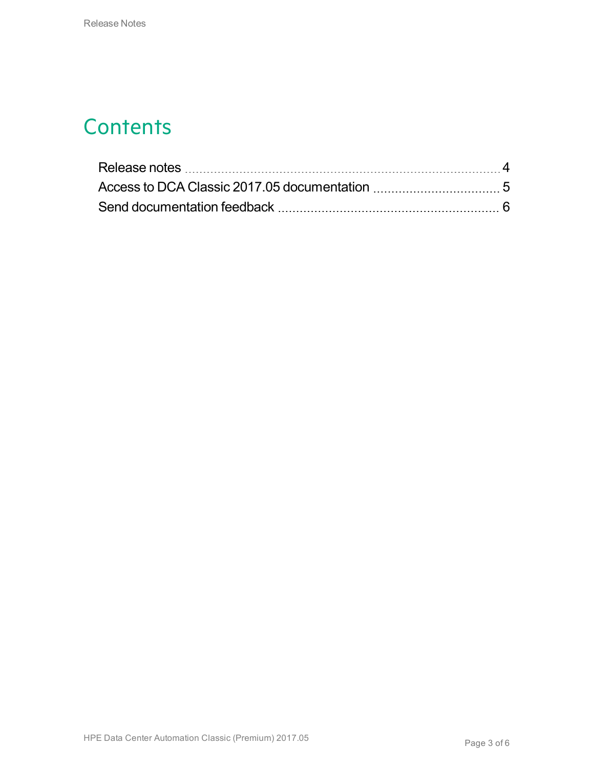# Contents

Release notes ..... 4

Access to DCA Classic 2017.05 documentation ..... 5

Send documentation feedback ..... 6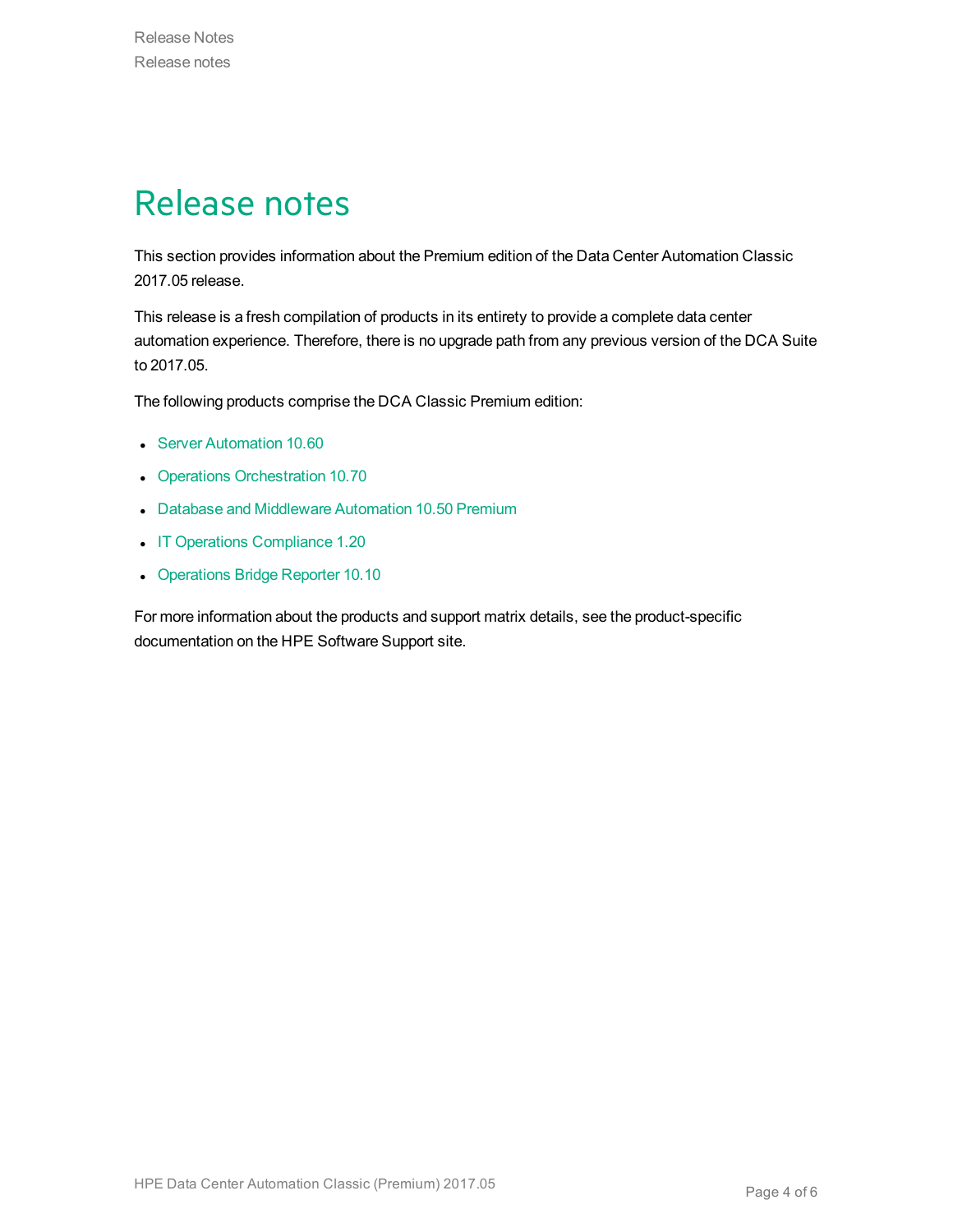# Release notes

This section provides information about the Premium edition of the Data Center Automation Classic 2017.05 release.

This release is a fresh compilation of products in its entirety to provide a complete data center automation experience. Therefore, there is no upgrade path from any previous version of the DCA Suite to 2017.05.

The following products comprise the DCA Classic Premium edition:

- Server Automation 10.60
- Operations Orchestration 10.70
- Database and Middleware Automation 10.50 Premium
- IT Operations Compliance 1.20
- Operations Bridge Reporter 10.10

For more information about the products and support matrix details, see the product-specific documentation on the HPE Software Support site.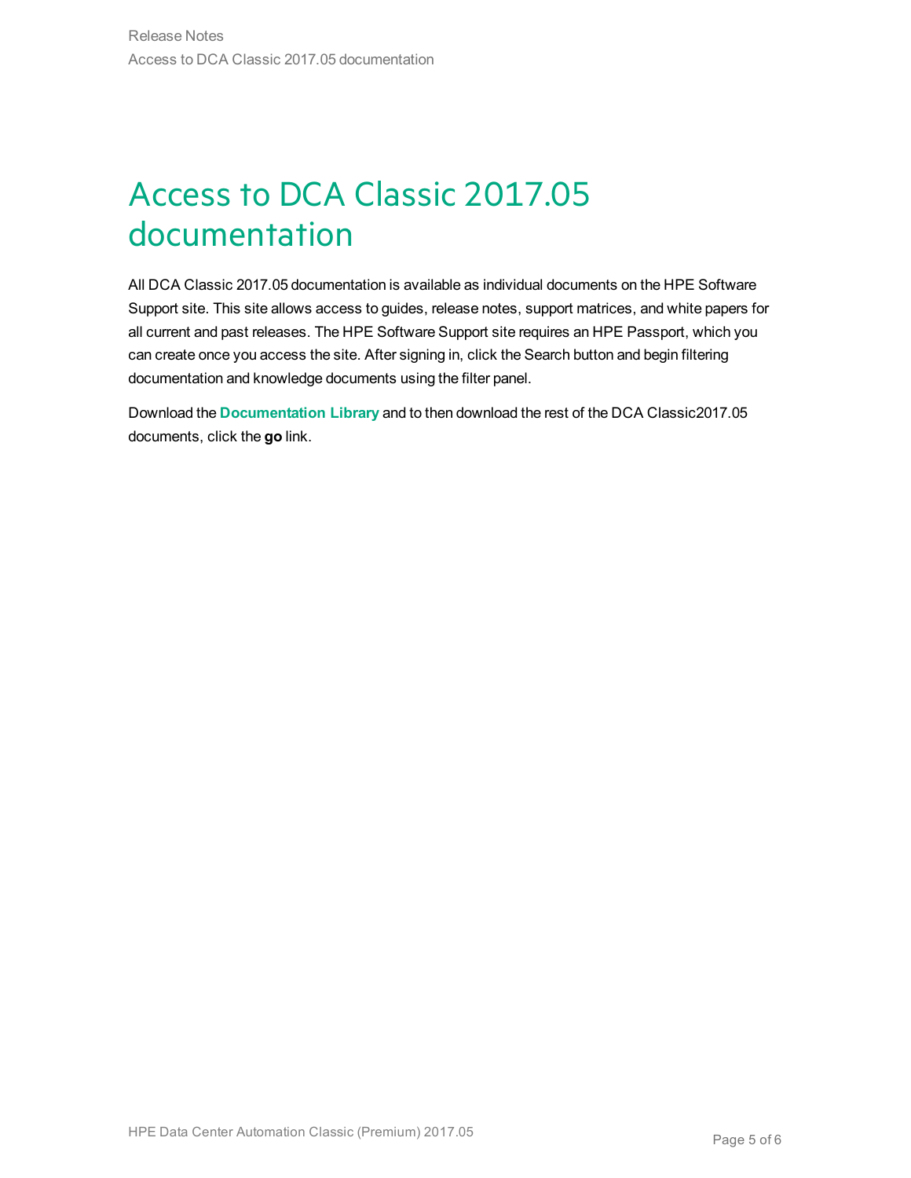# Access to DCA Classic 2017.05 documentation

All DCA Classic 2017.05 documentation is available as individual documents on the HPE Software Support site. This site allows access to guides, release notes, support matrices, and white papers for all current and past releases. The HPE Software Support site requires an HPE Passport, which you can create once you access the site. After signing in, click the Search button and begin filtering documentation and knowledge documents using the filter panel.

Download the **Documentation Library** and to then download the rest of the DCA Classic2017.05 documents, click the **go** link.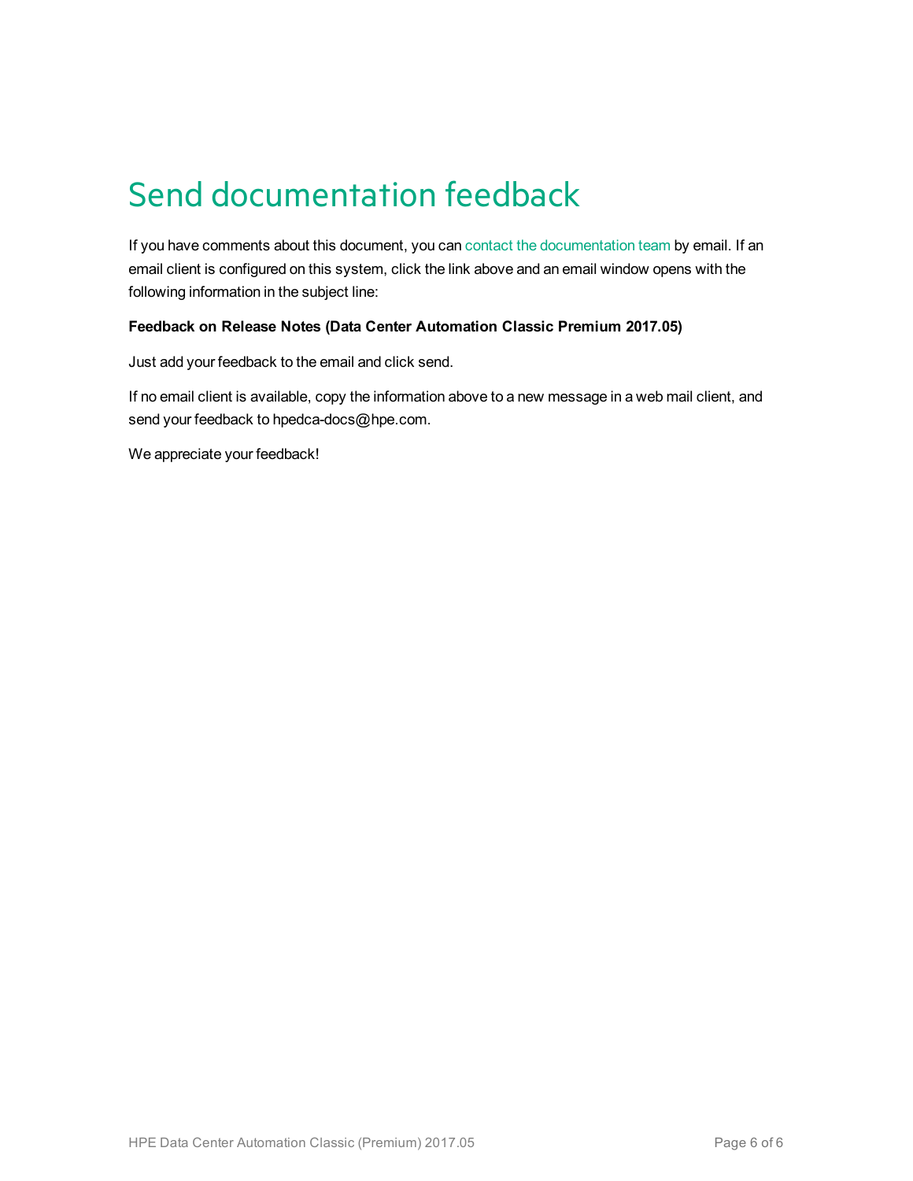# Send documentation feedback

If you have comments about this document, you can contact the documentation team by email. If an email client is configured on this system, click the link above and an email window opens with the following information in the subject line:

**Feedback on Release Notes (Data Center Automation Classic Premium 2017.05)**

Just add your feedback to the email and click send.

If no email client is available, copy the information above to a new message in a web mail client, and send your feedback to hpedca-docs@hpe.com.

We appreciate your feedback!